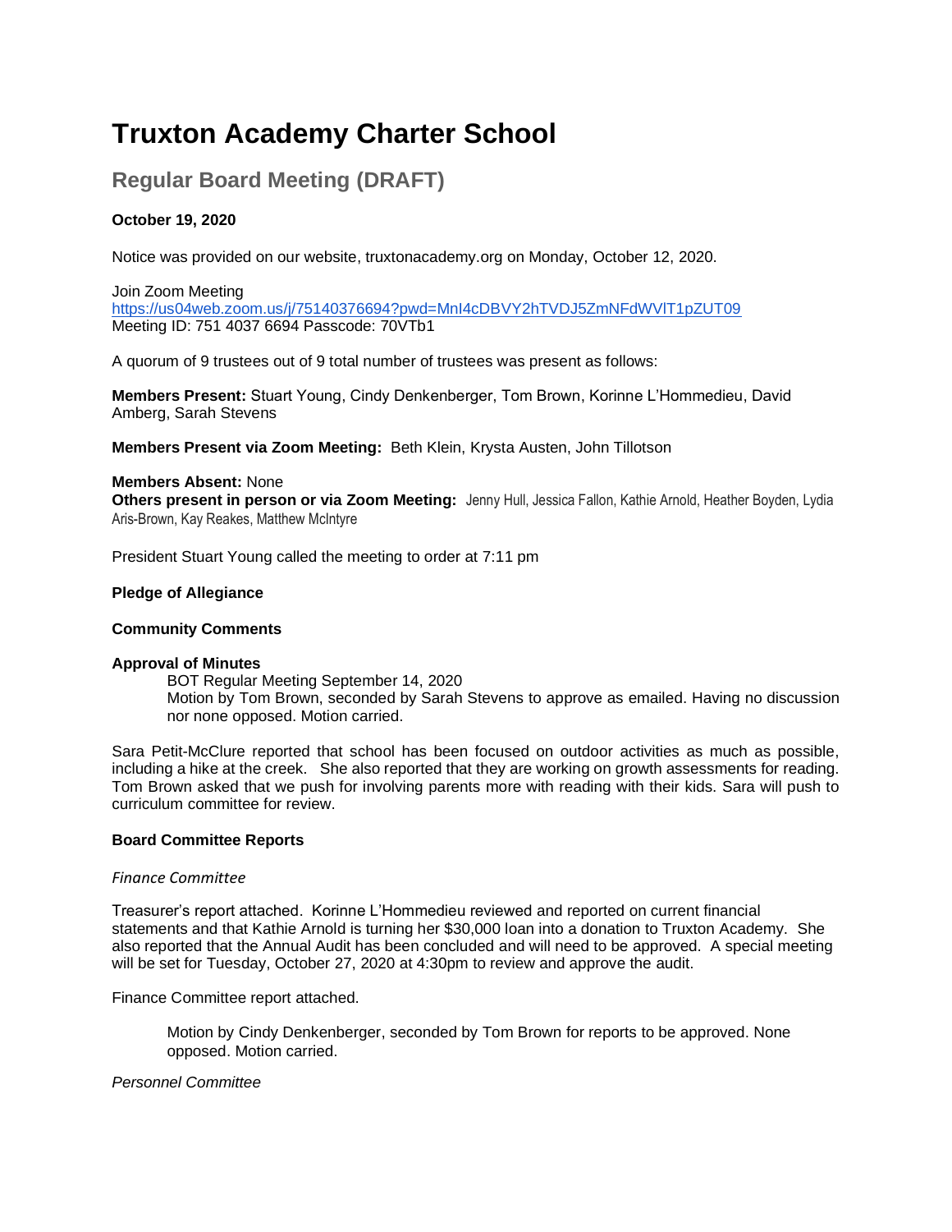# Truxton Academy Charter School

## Regular Board Meeting (DRAFT)

**October 19, 2020**

Notice was provided on our website, truxtonacademy.org on Monday, October 12, 2020.

Join Zoom Meeting
https://us04web.zoom.us/j/75140376694?pwd=MnI4cDBVY2hTVDJ5ZmNFdWVlT1pZUT09
Meeting ID: 751 4037 6694 Passcode: 70VTb1

A quorum of 9 trustees out of 9 total number of trustees was present as follows:

**Members Present:** Stuart Young, Cindy Denkenberger, Tom Brown, Korinne L'Hommedieu, David Amberg, Sarah Stevens

**Members Present via Zoom Meeting:** Beth Klein, Krysta Austen, John Tillotson

**Members Absent:** None
**Others present in person or via Zoom Meeting:** Jenny Hull, Jessica Fallon, Kathie Arnold, Heather Boyden, Lydia Aris-Brown, Kay Reakes, Matthew McIntyre

President Stuart Young called the meeting to order at 7:11 pm

**Pledge of Allegiance**

**Community Comments**

**Approval of Minutes**

BOT Regular Meeting September 14, 2020
Motion by Tom Brown, seconded by Sarah Stevens to approve as emailed. Having no discussion nor none opposed. Motion carried.

Sara Petit-McClure reported that school has been focused on outdoor activities as much as possible, including a hike at the creek. She also reported that they are working on growth assessments for reading. Tom Brown asked that we push for involving parents more with reading with their kids. Sara will push to curriculum committee for review.

**Board Committee Reports**

*Finance Committee*

Treasurer's report attached. Korinne L'Hommedieu reviewed and reported on current financial statements and that Kathie Arnold is turning her $30,000 loan into a donation to Truxton Academy. She also reported that the Annual Audit has been concluded and will need to be approved. A special meeting will be set for Tuesday, October 27, 2020 at 4:30pm to review and approve the audit.

Finance Committee report attached.

Motion by Cindy Denkenberger, seconded by Tom Brown for reports to be approved. None opposed. Motion carried.

*Personnel Committee*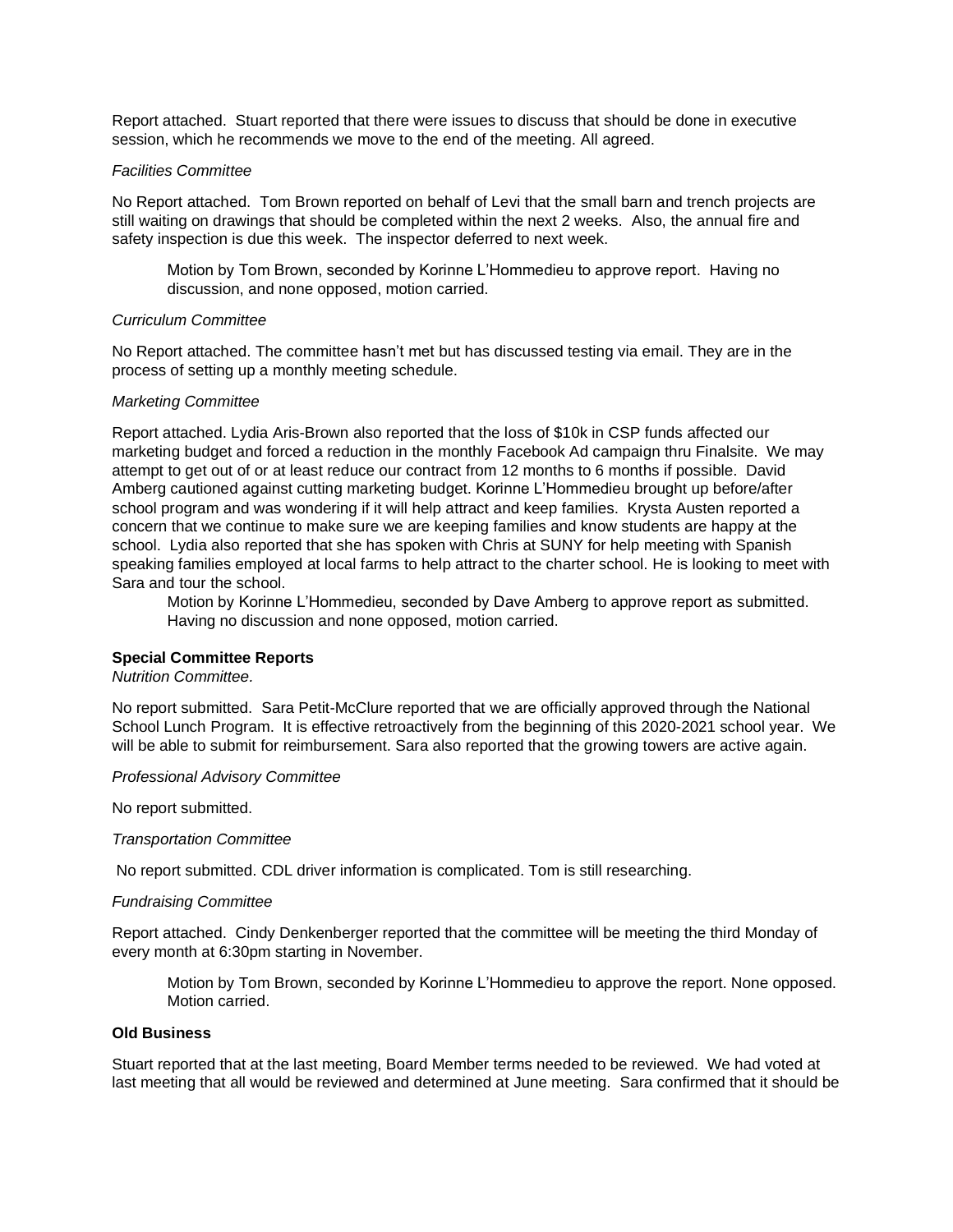Report attached. Stuart reported that there were issues to discuss that should be done in executive session, which he recommends we move to the end of the meeting. All agreed.

*Facilities Committee*

No Report attached. Tom Brown reported on behalf of Levi that the small barn and trench projects are still waiting on drawings that should be completed within the next 2 weeks. Also, the annual fire and safety inspection is due this week. The inspector deferred to next week.

> Motion by Tom Brown, seconded by Korinne L'Hommedieu to approve report. Having no discussion, and none opposed, motion carried.

*Curriculum Committee*

No Report attached. The committee hasn't met but has discussed testing via email. They are in the process of setting up a monthly meeting schedule.

*Marketing Committee*

Report attached. Lydia Aris-Brown also reported that the loss of $10k in CSP funds affected our marketing budget and forced a reduction in the monthly Facebook Ad campaign thru Finalsite. We may attempt to get out of or at least reduce our contract from 12 months to 6 months if possible. David Amberg cautioned against cutting marketing budget. Korinne L'Hommedieu brought up before/after school program and was wondering if it will help attract and keep families. Krysta Austen reported a concern that we continue to make sure we are keeping families and know students are happy at the school. Lydia also reported that she has spoken with Chris at SUNY for help meeting with Spanish speaking families employed at local farms to help attract to the charter school. He is looking to meet with Sara and tour the school.

> Motion by Korinne L'Hommedieu, seconded by Dave Amberg to approve report as submitted. Having no discussion and none opposed, motion carried.

**Special Committee Reports**

*Nutrition Committee.*

No report submitted. Sara Petit-McClure reported that we are officially approved through the National School Lunch Program. It is effective retroactively from the beginning of this 2020-2021 school year. We will be able to submit for reimbursement. Sara also reported that the growing towers are active again.

*Professional Advisory Committee*

No report submitted.

*Transportation Committee*

No report submitted. CDL driver information is complicated. Tom is still researching.

*Fundraising Committee*

Report attached. Cindy Denkenberger reported that the committee will be meeting the third Monday of every month at 6:30pm starting in November.

> Motion by Tom Brown, seconded by Korinne L'Hommedieu to approve the report. None opposed. Motion carried.

**Old Business**

Stuart reported that at the last meeting, Board Member terms needed to be reviewed. We had voted at last meeting that all would be reviewed and determined at June meeting. Sara confirmed that it should be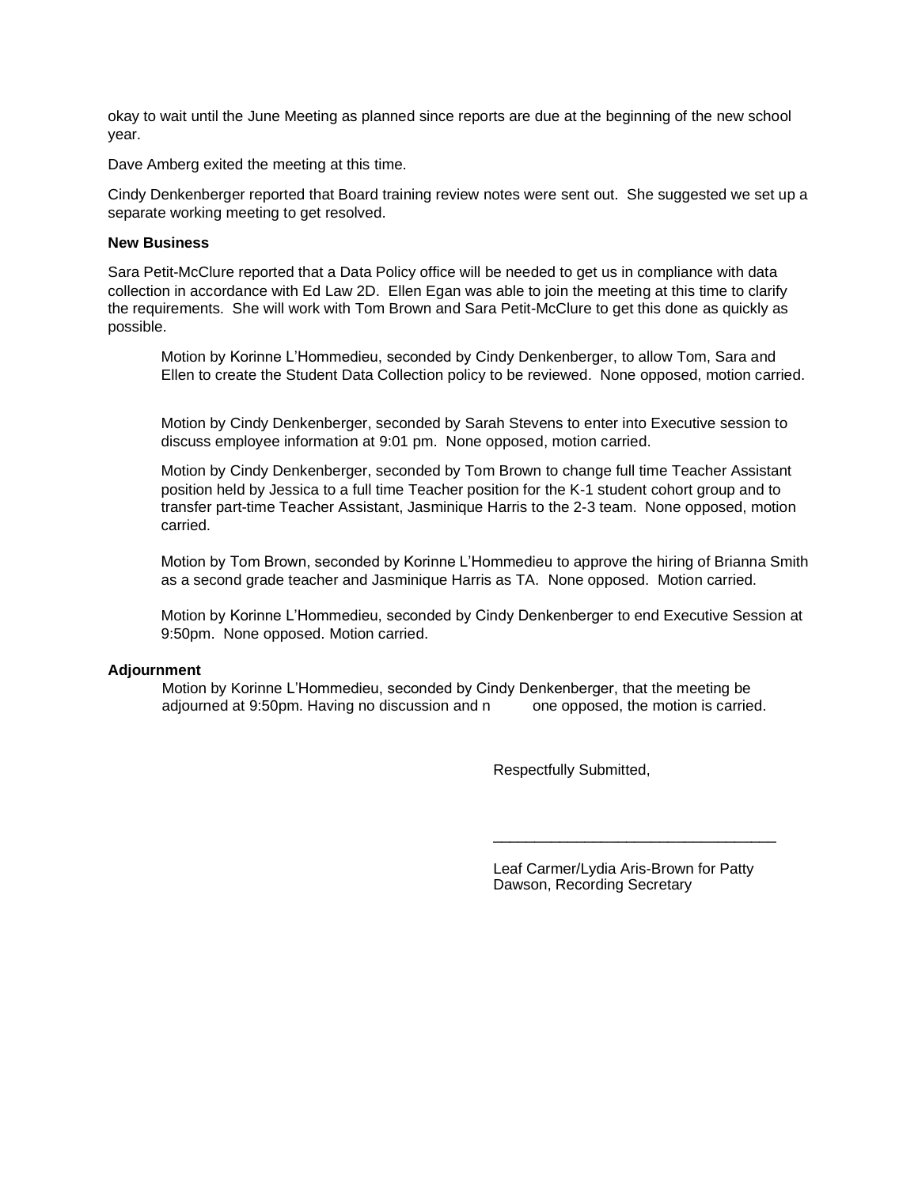okay to wait until the June Meeting as planned since reports are due at the beginning of the new school year.

Dave Amberg exited the meeting at this time.

Cindy Denkenberger reported that Board training review notes were sent out. She suggested we set up a separate working meeting to get resolved.

**New Business**

Sara Petit-McClure reported that a Data Policy office will be needed to get us in compliance with data collection in accordance with Ed Law 2D. Ellen Egan was able to join the meeting at this time to clarify the requirements. She will work with Tom Brown and Sara Petit-McClure to get this done as quickly as possible.

> Motion by Korinne L'Hommedieu, seconded by Cindy Denkenberger, to allow Tom, Sara and Ellen to create the Student Data Collection policy to be reviewed. None opposed, motion carried.
>
> Motion by Cindy Denkenberger, seconded by Sarah Stevens to enter into Executive session to discuss employee information at 9:01 pm. None opposed, motion carried.
>
> Motion by Cindy Denkenberger, seconded by Tom Brown to change full time Teacher Assistant position held by Jessica to a full time Teacher position for the K-1 student cohort group and to transfer part-time Teacher Assistant, Jasminique Harris to the 2-3 team. None opposed, motion carried.
>
> Motion by Tom Brown, seconded by Korinne L'Hommedieu to approve the hiring of Brianna Smith as a second grade teacher and Jasminique Harris as TA. None opposed. Motion carried.
>
> Motion by Korinne L'Hommedieu, seconded by Cindy Denkenberger to end Executive Session at 9:50pm. None opposed. Motion carried.

**Adjournment**

> Motion by Korinne L'Hommedieu, seconded by Cindy Denkenberger, that the meeting be adjourned at 9:50pm. Having no discussion and none opposed, the motion is carried.

Respectfully Submitted,

\_\_\_\_\_\_\_\_\_\_\_\_\_\_\_\_\_\_\_\_\_\_\_\_\_\_\_\_\_\_\_\_\_\_

Leaf Carmer/Lydia Aris-Brown for Patty Dawson, Recording Secretary